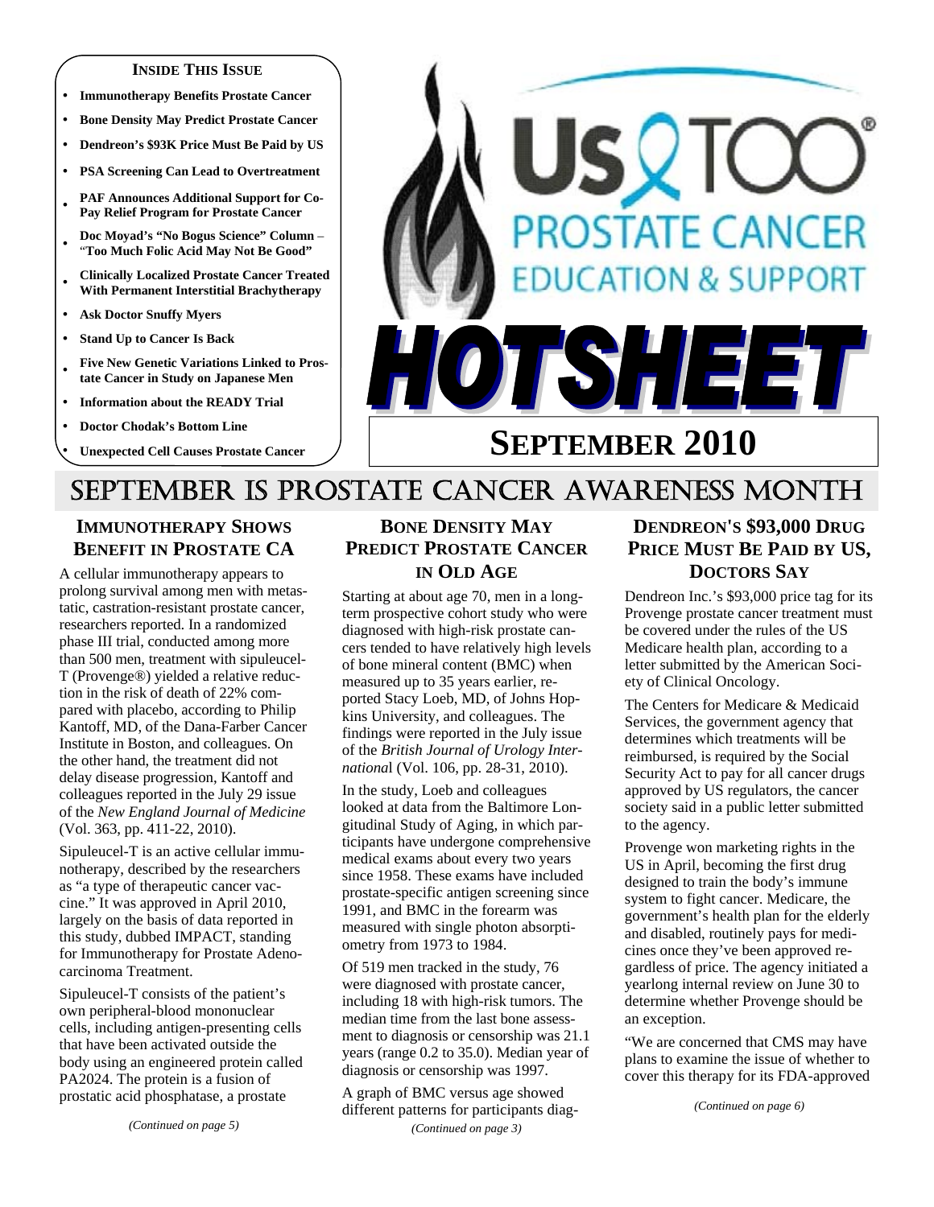**INSIDE THIS ISSUE**

- Immunotherapy Benefits Prostate Cancer
- Bone Density May Predict Prostate Cancer
- Dendreon's $93K Price Must Be Paid by US
- PSA Screening Can Lead to Overtreatment
- PAF Announces Additional Support for Co-Pay Relief Program for Prostate Cancer
- Doc Moyad's "No Bogus Science" Column – "Too Much Folic Acid May Not Be Good"
- Clinically Localized Prostate Cancer Treated With Permanent Interstitial Brachytherapy
- Ask Doctor Snuffy Myers
- Stand Up to Cancer Is Back
- Five New Genetic Variations Linked to Prostate Cancer in Study on Japanese Men
- Information about the READY Trial
- Doctor Chodak's Bottom Line
- Unexpected Cell Causes Prostate Cancer

# US TOO® PROSTATE CANCER EDUCATION & SUPPORT HOTSHEET

## SEPTEMBER 2010

## SEPTEMBER IS PROSTATE CANCER AWARENESS MONTH

### IMMUNOTHERAPY SHOWS BENEFIT IN PROSTATE CA

A cellular immunotherapy appears to prolong survival among men with metastatic, castration-resistant prostate cancer, researchers reported. In a randomized phase III trial, conducted among more than 500 men, treatment with sipuleucel-T (Provenge®) yielded a relative reduction in the risk of death of 22% compared with placebo, according to Philip Kantoff, MD, of the Dana-Farber Cancer Institute in Boston, and colleagues. On the other hand, the treatment did not delay disease progression, Kantoff and colleagues reported in the July 29 issue of the *New England Journal of Medicine* (Vol. 363, pp. 411-22, 2010).

Sipuleucel-T is an active cellular immunotherapy, described by the researchers as "a type of therapeutic cancer vaccine." It was approved in April 2010, largely on the basis of data reported in this study, dubbed IMPACT, standing for Immunotherapy for Prostate Adenocarcinoma Treatment.

Sipuleucel-T consists of the patient's own peripheral-blood mononuclear cells, including antigen-presenting cells that have been activated outside the body using an engineered protein called PA2024. The protein is a fusion of prostatic acid phosphatase, a prostate

*(Continued on page 5)*

### BONE DENSITY MAY PREDICT PROSTATE CANCER IN OLD AGE

Starting at about age 70, men in a long-term prospective cohort study who were diagnosed with high-risk prostate cancers tended to have relatively high levels of bone mineral content (BMC) when measured up to 35 years earlier, reported Stacy Loeb, MD, of Johns Hopkins University, and colleagues. The findings were reported in the July issue of the *British Journal of Urology International* (Vol. 106, pp. 28-31, 2010).

In the study, Loeb and colleagues looked at data from the Baltimore Longitudinal Study of Aging, in which participants have undergone comprehensive medical exams about every two years since 1958. These exams have included prostate-specific antigen screening since 1991, and BMC in the forearm was measured with single photon absorptiometry from 1973 to 1984.

Of 519 men tracked in the study, 76 were diagnosed with prostate cancer, including 18 with high-risk tumors. The median time from the last bone assessment to diagnosis or censorship was 21.1 years (range 0.2 to 35.0). Median year of diagnosis or censorship was 1997.

A graph of BMC versus age showed different patterns for participants diag-

*(Continued on page 3)*

### DENDREON'S $93,000 DRUG PRICE MUST BE PAID BY US, DOCTORS SAY

Dendreon Inc.'s $93,000 price tag for its Provenge prostate cancer treatment must be covered under the rules of the US Medicare health plan, according to a letter submitted by the American Society of Clinical Oncology.

The Centers for Medicare & Medicaid Services, the government agency that determines which treatments will be reimbursed, is required by the Social Security Act to pay for all cancer drugs approved by US regulators, the cancer society said in a public letter submitted to the agency.

Provenge won marketing rights in the US in April, becoming the first drug designed to train the body's immune system to fight cancer. Medicare, the government's health plan for the elderly and disabled, routinely pays for medicines once they've been approved regardless of price. The agency initiated a yearlong internal review on June 30 to determine whether Provenge should be an exception.

"We are concerned that CMS may have plans to examine the issue of whether to cover this therapy for its FDA-approved

*(Continued on page 6)*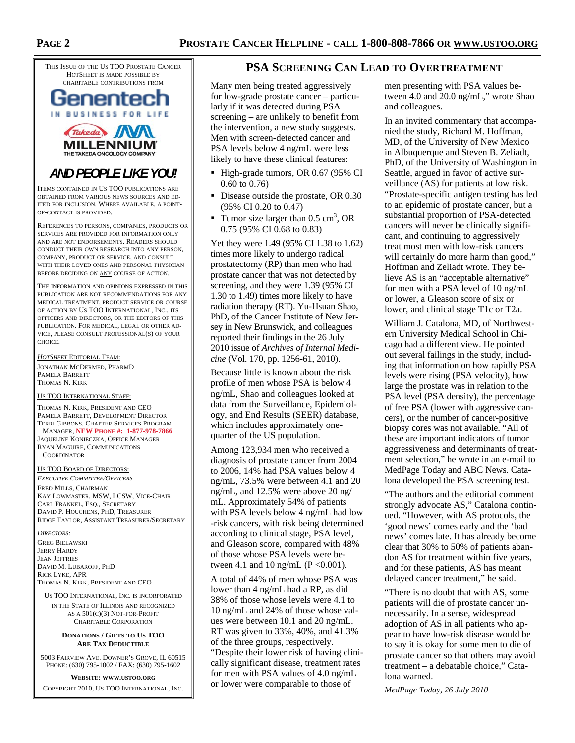THIS ISSUE OF THE US TOO PROSTATE CANCER HOTSHEET IS MADE POSSIBLE BY CHARITABLE CONTRIBUTIONS FROM

Genentech
IN BUSINESS FOR LIFE

Takeda MILLENNIUM
THE TAKEDA ONCOLOGY COMPANY

**AND PEOPLE LIKE YOU!**

ITEMS CONTAINED IN US TOO PUBLICATIONS ARE OBTAINED FROM VARIOUS NEWS SOURCES AND EDITED FOR INCLUSION. WHERE AVAILABLE, A POINT-OF-CONTACT IS PROVIDED.

REFERENCES TO PERSONS, COMPANIES, PRODUCTS OR SERVICES ARE PROVIDED FOR INFORMATION ONLY AND ARE NOT ENDORSEMENTS. READERS SHOULD CONDUCT THEIR OWN RESEARCH INTO ANY PERSON, COMPANY, PRODUCT OR SERVICE, AND CONSULT WITH THEIR LOVED ONES AND PERSONAL PHYSICIAN BEFORE DECIDING ON ANY COURSE OF ACTION.

THE INFORMATION AND OPINIONS EXPRESSED IN THIS PUBLICATION ARE NOT RECOMMENDATIONS FOR ANY MEDICAL TREATMENT, PRODUCT SERVICE OR COURSE OF ACTION BY US TOO INTERNATIONAL, INC., ITS OFFICERS AND DIRECTORS, OR THE EDITORS OF THIS PUBLICATION. FOR MEDICAL, LEGAL OR OTHER ADVICE, PLEASE CONSULT PROFESSIONAL(S) OF YOUR CHOICE.

*HOTSHEET* EDITORIAL TEAM:
JONATHAN MCDERMED, PHARMD
PAMELA BARRETT
THOMAS N. KIRK

US TOO INTERNATIONAL STAFF:
THOMAS N. KIRK, PRESIDENT AND CEO
PAMELA BARRETT, DEVELOPMENT DIRECTOR
TERRI GIBBONS, CHAPTER SERVICES PROGRAM MANAGER, **NEW PHONE #: 1-877-978-7866**
JAQUELINE KONIECZKA, OFFICE MANAGER
RYAN MAGUIRE, COMMUNICATIONS COORDINATOR

US TOO BOARD OF DIRECTORS:
*EXECUTIVE COMMITTEE/OFFICERS*
FRED MILLS, CHAIRMAN
KAY LOWMASTER, MSW, LCSW, VICE-CHAIR
CARL FRANKEL, ESQ., SECRETARY
DAVID P. HOUCHENS, PHD, TREASURER
RIDGE TAYLOR, ASSISTANT TREASURER/SECRETARY

*DIRECTORS:*
GREG BIELAWSKI
JERRY HARDY
JEAN JEFFRIES
DAVID M. LUBAROFF, PHD
RICK LYKE, APR
THOMAS N. KIRK, PRESIDENT AND CEO

US TOO INTERNATIONAL, INC. IS INCORPORATED IN THE STATE OF ILLINOIS AND RECOGNIZED AS A 501(C)(3) NOT-FOR-PROFIT CHARITABLE CORPORATION

**DONATIONS / GIFTS TO US TOO ARE TAX DEDUCTIBLE**

5003 FAIRVIEW AVE. DOWNER'S GROVE, IL 60515
PHONE: (630) 795-1002 / FAX: (630) 795-1602

**WEBSITE: WWW.USTOO.ORG**

COPYRIGHT 2010, US TOO INTERNATIONAL, INC.

## PSA SCREENING CAN LEAD TO OVERTREATMENT

Many men being treated aggressively for low-grade prostate cancer – particularly if it was detected during PSA screening – are unlikely to benefit from the intervention, a new study suggests. Men with screen-detected cancer and PSA levels below 4 ng/mL were less likely to have these clinical features:

- High-grade tumors, OR 0.67 (95% CI 0.60 to 0.76)
- Disease outside the prostate, OR 0.30 (95% CI 0.20 to 0.47)
- Tumor size larger than 0.5 $cm^3$, OR 0.75 (95% CI 0.68 to 0.83)

Yet they were 1.49 (95% CI 1.38 to 1.62) times more likely to undergo radical prostatectomy (RP) than men who had prostate cancer that was not detected by screening, and they were 1.39 (95% CI 1.30 to 1.49) times more likely to have radiation therapy (RT). Yu-Hsuan Shao, PhD, of the Cancer Institute of New Jersey in New Brunswick, and colleagues reported their findings in the 26 July 2010 issue of *Archives of Internal Medicine* (Vol. 170, pp. 1256-61, 2010).

Because little is known about the risk profile of men whose PSA is below 4 ng/mL, Shao and colleagues looked at data from the Surveillance, Epidemiology, and End Results (SEER) database, which includes approximately one-quarter of the US population.

Among 123,934 men who received a diagnosis of prostate cancer from 2004 to 2006, 14% had PSA values below 4 ng/mL, 73.5% were between 4.1 and 20 ng/mL, and 12.5% were above 20 ng/mL. Approximately 54% of patients with PSA levels below 4 ng/mL had low-risk cancers, with risk being determined according to clinical stage, PSA level, and Gleason score, compared with 48% of those whose PSA levels were between 4.1 and 10 ng/mL ($P < 0.001$).

A total of 44% of men whose PSA was lower than 4 ng/mL had a RP, as did 38% of those whose levels were 4.1 to 10 ng/mL and 24% of those whose values were between 10.1 and 20 ng/mL. RT was given to 33%, 40%, and 41.3% of the three groups, respectively. "Despite their lower risk of having clinically significant disease, treatment rates for men with PSA values of 4.0 ng/mL or lower were comparable to those of men presenting with PSA values between 4.0 and 20.0 ng/mL," wrote Shao and colleagues.

In an invited commentary that accompanied the study, Richard M. Hoffman, MD, of the University of New Mexico in Albuquerque and Steven B. Zeliadt, PhD, of the University of Washington in Seattle, argued in favor of active surveillance (AS) for patients at low risk. "Prostate-specific antigen testing has led to an epidemic of prostate cancer, but a substantial proportion of PSA-detected cancers will never be clinically significant, and continuing to aggressively treat most men with low-risk cancers will certainly do more harm than good," Hoffman and Zeliadt wrote. They believe AS is an "acceptable alternative" for men with a PSA level of 10 ng/mL or lower, a Gleason score of six or lower, and clinical stage T1c or T2a.

William J. Catalona, MD, of Northwestern University Medical School in Chicago had a different view. He pointed out several failings in the study, including that information on how rapidly PSA levels were rising (PSA velocity), how large the prostate was in relation to the PSA level (PSA density), the percentage of free PSA (lower with aggressive cancers), or the number of cancer-positive biopsy cores was not available. "All of these are important indicators of tumor aggressiveness and determinants of treatment selection," he wrote in an e-mail to MedPage Today and ABC News. Catalona developed the PSA screening test.

"The authors and the editorial comment strongly advocate AS," Catalona continued. "However, with AS protocols, the 'good news' comes early and the 'bad news' comes late. It has already become clear that 30% to 50% of patients abandon AS for treatment within five years, and for these patients, AS has meant delayed cancer treatment," he said.

"There is no doubt that with AS, some patients will die of prostate cancer unnecessarily. In a sense, widespread adoption of AS in all patients who appear to have low-risk disease would be to say it is okay for some men to die of prostate cancer so that others may avoid treatment – a debatable choice," Catalona warned.

*MedPage Today, 26 July 2010*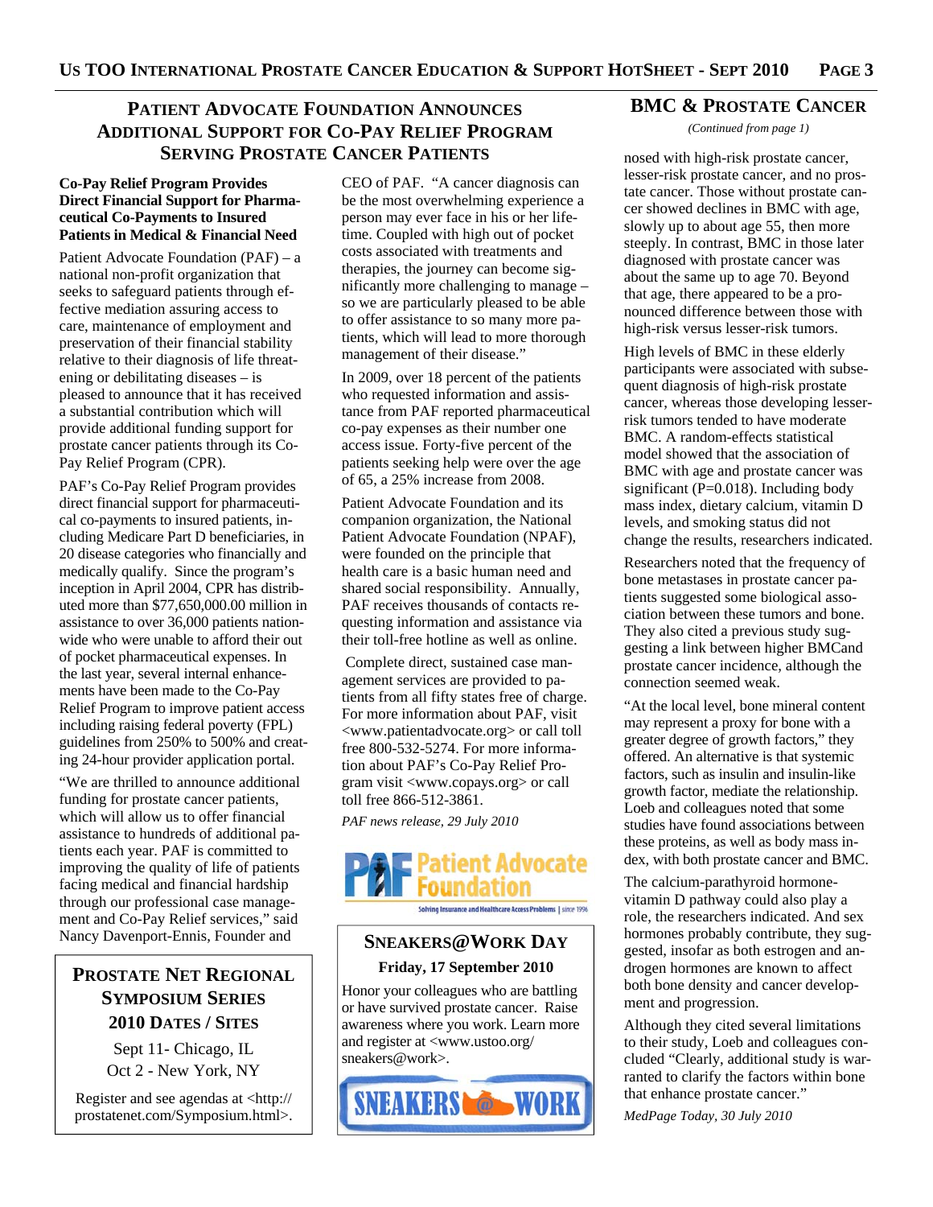## Patient Advocate Foundation Announces Additional Support for Co-Pay Relief Program Serving Prostate Cancer Patients

**Co-Pay Relief Program Provides Direct Financial Support for Pharmaceutical Co-Payments to Insured Patients in Medical & Financial Need**

Patient Advocate Foundation (PAF) – a national non-profit organization that seeks to safeguard patients through effective mediation assuring access to care, maintenance of employment and preservation of their financial stability relative to their diagnosis of life threatening or debilitating diseases – is pleased to announce that it has received a substantial contribution which will provide additional funding support for prostate cancer patients through its Co-Pay Relief Program (CPR).

PAF's Co-Pay Relief Program provides direct financial support for pharmaceutical co-payments to insured patients, including Medicare Part D beneficiaries, in 20 disease categories who financially and medically qualify. Since the program's inception in April 2004, CPR has distributed more than $77,650,000.00 million in assistance to over 36,000 patients nationwide who were unable to afford their out of pocket pharmaceutical expenses. In the last year, several internal enhancements have been made to the Co-Pay Relief Program to improve patient access including raising federal poverty (FPL) guidelines from 250% to 500% and creating 24-hour provider application portal.

"We are thrilled to announce additional funding for prostate cancer patients, which will allow us to offer financial assistance to hundreds of additional patients each year. PAF is committed to improving the quality of life of patients facing medical and financial hardship through our professional case management and Co-Pay Relief services," said Nancy Davenport-Ennis, Founder and CEO of PAF. "A cancer diagnosis can be the most overwhelming experience a person may ever face in his or her lifetime. Coupled with high out of pocket costs associated with treatments and therapies, the journey can become significantly more challenging to manage – so we are particularly pleased to be able to offer assistance to so many more patients, which will lead to more thorough management of their disease."

In 2009, over 18 percent of the patients who requested information and assistance from PAF reported pharmaceutical co-pay expenses as their number one access issue. Forty-five percent of the patients seeking help were over the age of 65, a 25% increase from 2008.

Patient Advocate Foundation and its companion organization, the National Patient Advocate Foundation (NPAF), were founded on the principle that health care is a basic human need and shared social responsibility. Annually, PAF receives thousands of contacts requesting information and assistance via their toll-free hotline as well as online.

Complete direct, sustained case management services are provided to patients from all fifty states free of charge. For more information about PAF, visit <www.patientadvocate.org> or call toll free 800-532-5274. For more information about PAF's Co-Pay Relief Program visit <www.copays.org> or call toll free 866-512-3861.

*PAF news release, 29 July 2010*

Patient Advocate Foundation — Solving Insurance and Healthcare Access Problems | since 1996

### Prostate Net Regional Symposium Series 2010 Dates / Sites

Sept 11- Chicago, IL
Oct 2 - New York, NY

Register and see agendas at <http://prostatenet.com/Symposium.html>.

### Sneakers@Work Day

**Friday, 17 September 2010**

Honor your colleagues who are battling or have survived prostate cancer. Raise awareness where you work. Learn more and register at <www.ustoo.org/sneakers@work>.

## BMC & Prostate Cancer

*(Continued from page 1)*

nosed with high-risk prostate cancer, lesser-risk prostate cancer, and no prostate cancer. Those without prostate cancer showed declines in BMC with age, slowly up to about age 55, then more steeply. In contrast, BMC in those later diagnosed with prostate cancer was about the same up to age 70. Beyond that age, there appeared to be a pronounced difference between those with high-risk versus lesser-risk tumors.

High levels of BMC in these elderly participants were associated with subsequent diagnosis of high-risk prostate cancer, whereas those developing lesser-risk tumors tended to have moderate BMC. A random-effects statistical model showed that the association of BMC with age and prostate cancer was significant ($P=0.018$). Including body mass index, dietary calcium, vitamin D levels, and smoking status did not change the results, researchers indicated.

Researchers noted that the frequency of bone metastases in prostate cancer patients suggested some biological association between these tumors and bone. They also cited a previous study suggesting a link between higher BMCand prostate cancer incidence, although the connection seemed weak.

"At the local level, bone mineral content may represent a proxy for bone with a greater degree of growth factors," they offered. An alternative is that systemic factors, such as insulin and insulin-like growth factor, mediate the relationship. Loeb and colleagues noted that some studies have found associations between these proteins, as well as body mass index, with both prostate cancer and BMC.

The calcium-parathyroid hormone-vitamin D pathway could also play a role, the researchers indicated. And sex hormones probably contribute, they suggested, insofar as both estrogen and androgen hormones are known to affect both bone density and cancer development and progression.

Although they cited several limitations to their study, Loeb and colleagues concluded "Clearly, additional study is warranted to clarify the factors within bone that enhance prostate cancer."

*MedPage Today, 30 July 2010*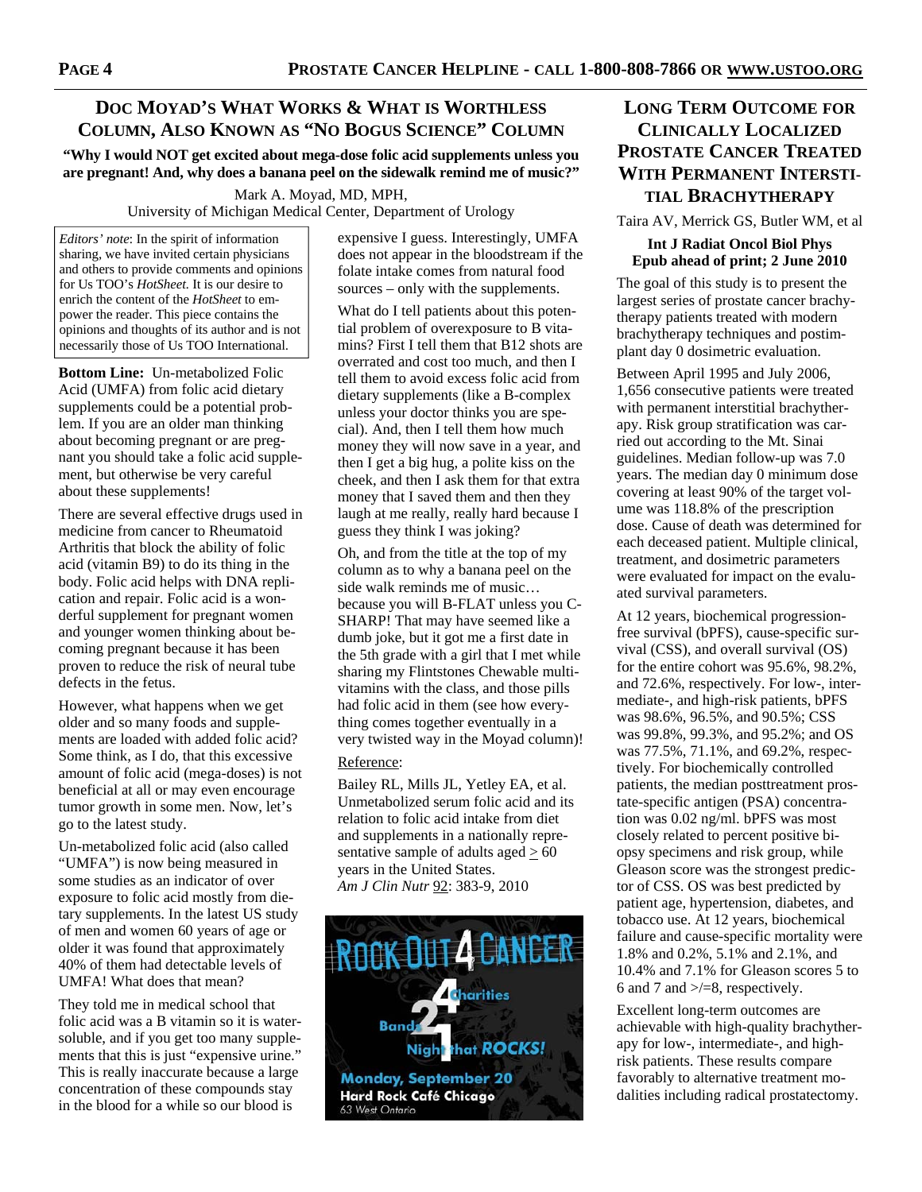## Doc Moyad's What Works & What is Worthless Column, Also Known as "No Bogus Science" Column

**"Why I would NOT get excited about mega-dose folic acid supplements unless you are pregnant! And, why does a banana peel on the sidewalk remind me of music?"**

Mark A. Moyad, MD, MPH,
University of Michigan Medical Center, Department of Urology

*Editors' note*: In the spirit of information sharing, we have invited certain physicians and others to provide comments and opinions for Us TOO's *HotSheet*. It is our desire to enrich the content of the *HotSheet* to empower the reader. This piece contains the opinions and thoughts of its author and is not necessarily those of Us TOO International.

**Bottom Line:** Un-metabolized Folic Acid (UMFA) from folic acid dietary supplements could be a potential problem. If you are an older man thinking about becoming pregnant or are pregnant you should take a folic acid supplement, but otherwise be very careful about these supplements!

There are several effective drugs used in medicine from cancer to Rheumatoid Arthritis that block the ability of folic acid (vitamin B9) to do its thing in the body. Folic acid helps with DNA replication and repair. Folic acid is a wonderful supplement for pregnant women and younger women thinking about becoming pregnant because it has been proven to reduce the risk of neural tube defects in the fetus.

However, what happens when we get older and so many foods and supplements are loaded with added folic acid? Some think, as I do, that this excessive amount of folic acid (mega-doses) is not beneficial at all or may even encourage tumor growth in some men. Now, let's go to the latest study.

Un-metabolized folic acid (also called "UMFA") is now being measured in some studies as an indicator of over exposure to folic acid mostly from dietary supplements. In the latest US study of men and women 60 years of age or older it was found that approximately 40% of them had detectable levels of UMFA! What does that mean?

They told me in medical school that folic acid was a B vitamin so it is water-soluble, and if you get too many supplements that this is just "expensive urine." This is really inaccurate because a large concentration of these compounds stay in the blood for a while so our blood is expensive I guess. Interestingly, UMFA does not appear in the bloodstream if the folate intake comes from natural food sources – only with the supplements.

What do I tell patients about this potential problem of overexposure to B vitamins? First I tell them that B12 shots are overrated and cost too much, and then I tell them to avoid excess folic acid from dietary supplements (like a B-complex unless your doctor thinks you are special). And, then I tell them how much money they will now save in a year, and then I get a big hug, a polite kiss on the cheek, and then I ask them for that extra money that I saved them and then they laugh at me really, really hard because I guess they think I was joking?

Oh, and from the title at the top of my column as to why a banana peel on the side walk reminds me of music… because you will B-FLAT unless you C-SHARP! That may have seemed like a dumb joke, but it got me a first date in the 5th grade with a girl that I met while sharing my Flintstones Chewable multivitamins with the class, and those pills had folic acid in them (see how everything comes together eventually in a very twisted way in the Moyad column)!

Reference:

Bailey RL, Mills JL, Yetley EA, et al. Unmetabolized serum folic acid and its relation to folic acid intake from diet and supplements in a nationally representative sample of adults aged ≥ 60 years in the United States. *Am J Clin Nutr* 92: 383-9, 2010

ROCK OUT 4 CANCER

4 Charities
2 Bands
1 Night that ROCKS!

Monday, September 20
Hard Rock Café Chicago
63 West Ontario

## Long Term Outcome for Clinically Localized Prostate Cancer Treated with Permanent Interstitial Brachytherapy

Taira AV, Merrick GS, Butler WM, et al

**Int J Radiat Oncol Biol Phys**
**Epub ahead of print; 2 June 2010**

The goal of this study is to present the largest series of prostate cancer brachytherapy patients treated with modern brachytherapy techniques and postimplant day 0 dosimetric evaluation.

Between April 1995 and July 2006, 1,656 consecutive patients were treated with permanent interstitial brachytherapy. Risk group stratification was carried out according to the Mt. Sinai guidelines. Median follow-up was 7.0 years. The median day 0 minimum dose covering at least 90% of the target volume was 118.8% of the prescription dose. Cause of death was determined for each deceased patient. Multiple clinical, treatment, and dosimetric parameters were evaluated for impact on the evaluated survival parameters.

At 12 years, biochemical progression-free survival (bPFS), cause-specific survival (CSS), and overall survival (OS) for the entire cohort was 95.6%, 98.2%, and 72.6%, respectively. For low-, intermediate-, and high-risk patients, bPFS was 98.6%, 96.5%, and 90.5%; CSS was 99.8%, 99.3%, and 95.2%; and OS was 77.5%, 71.1%, and 69.2%, respectively. For biochemically controlled patients, the median posttreatment prostate-specific antigen (PSA) concentration was 0.02 ng/ml. bPFS was most closely related to percent positive biopsy specimens and risk group, while Gleason score was the strongest predictor of CSS. OS was best predicted by patient age, hypertension, diabetes, and tobacco use. At 12 years, biochemical failure and cause-specific mortality were 1.8% and 0.2%, 5.1% and 2.1%, and 10.4% and 7.1% for Gleason scores 5 to 6 and 7 and >/=8, respectively.

Excellent long-term outcomes are achievable with high-quality brachytherapy for low-, intermediate-, and high-risk patients. These results compare favorably to alternative treatment modalities including radical prostatectomy.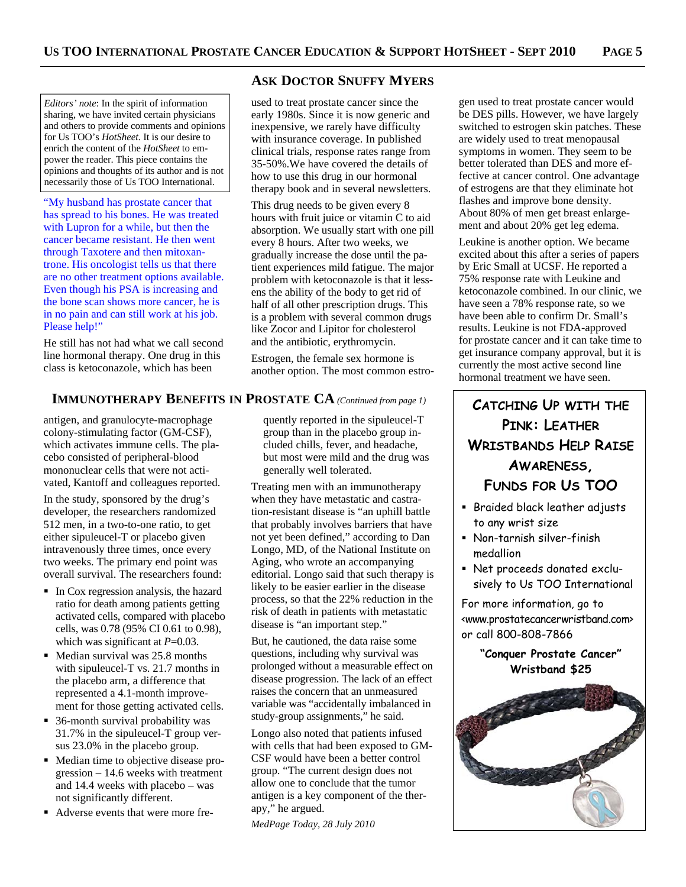## Ask Doctor Snuffy Myers

*Editors' note*: In the spirit of information sharing, we have invited certain physicians and others to provide comments and opinions for Us TOO's *HotSheet*. It is our desire to enrich the content of the *HotSheet* to empower the reader. This piece contains the opinions and thoughts of its author and is not necessarily those of Us TOO International.

"My husband has prostate cancer that has spread to his bones. He was treated with Lupron for a while, but then the cancer became resistant. He then went through Taxotere and then mitoxantrone. His oncologist tells us that there are no other treatment options available. Even though his PSA is increasing and the bone scan shows more cancer, he is in no pain and can still work at his job. Please help!"

He still has not had what we call second line hormonal therapy. One drug in this class is ketoconazole, which has been used to treat prostate cancer since the early 1980s. Since it is now generic and inexpensive, we rarely have difficulty with insurance coverage. In published clinical trials, response rates range from 35-50%.We have covered the details of how to use this drug in our hormonal therapy book and in several newsletters.

This drug needs to be given every 8 hours with fruit juice or vitamin C to aid absorption. We usually start with one pill every 8 hours. After two weeks, we gradually increase the dose until the patient experiences mild fatigue. The major problem with ketoconazole is that lessens the ability of the body to get rid of half of all other prescription drugs. This is a problem with several common drugs like Zocor and Lipitor for cholesterol and the antibiotic, erythromycin.

Estrogen, the female sex hormone is another option. The most common estrogen used to treat prostate cancer would be DES pills. However, we have largely switched to estrogen skin patches. These are widely used to treat menopausal symptoms in women. They seem to be better tolerated than DES and more effective at cancer control. One advantage of estrogens are that they eliminate hot flashes and improve bone density. About 80% of men get breast enlargement and about 20% get leg edema.

Leukine is another option. We became excited about this after a series of papers by Eric Small at UCSF. He reported a 75% response rate with Leukine and ketoconazole combined. In our clinic, we have seen a 78% response rate, so we have been able to confirm Dr. Small's results. Leukine is not FDA-approved for prostate cancer and it can take time to get insurance company approval, but it is currently the most active second line hormonal treatment we have seen.

## Immunotherapy Benefits in Prostate CA *(Continued from page 1)*

antigen, and granulocyte-macrophage colony-stimulating factor (GM-CSF), which activates immune cells. The placebo consisted of peripheral-blood mononuclear cells that were not activated, Kantoff and colleagues reported.

In the study, sponsored by the drug's developer, the researchers randomized 512 men, in a two-to-one ratio, to get either sipuleucel-T or placebo given intravenously three times, once every two weeks. The primary end point was overall survival. The researchers found:

- In Cox regression analysis, the hazard ratio for death among patients getting activated cells, compared with placebo cells, was 0.78 (95% CI 0.61 to 0.98), which was significant at $P$=0.03.
- Median survival was 25.8 months with sipuleucel-T vs. 21.7 months in the placebo arm, a difference that represented a 4.1-month improvement for those getting activated cells.
- 36-month survival probability was 31.7% in the sipuleucel-T group versus 23.0% in the placebo group.
- Median time to objective disease progression – 14.6 weeks with treatment and 14.4 weeks with placebo – was not significantly different.
- Adverse events that were more frequently reported in the sipuleucel-T group than in the placebo group included chills, fever, and headache, but most were mild and the drug was generally well tolerated.

Treating men with an immunotherapy when they have metastatic and castration-resistant disease is "an uphill battle that probably involves barriers that have not yet been defined," according to Dan Longo, MD, of the National Institute on Aging, who wrote an accompanying editorial. Longo said that such therapy is likely to be easier earlier in the disease process, so that the 22% reduction in the risk of death in patients with metastatic disease is "an important step."

But, he cautioned, the data raise some questions, including why survival was prolonged without a measurable effect on disease progression. The lack of an effect raises the concern that an unmeasured variable was "accidentally imbalanced in study-group assignments," he said.

Longo also noted that patients infused with cells that had been exposed to GM-CSF would have been a better control group. "The current design does not allow one to conclude that the tumor antigen is a key component of the therapy," he argued.

*MedPage Today, 28 July 2010*

## Catching Up with the Pink: Leather Wristbands Help Raise Awareness, Funds for Us TOO

- Braided black leather adjusts to any wrist size
- Non-tarnish silver-finish medallion
- Net proceeds donated exclusively to Us TOO International

For more information, go to <www.prostatecancerwristband.com> or call 800-808-7866

**"Conquer Prostate Cancer" Wristband $25**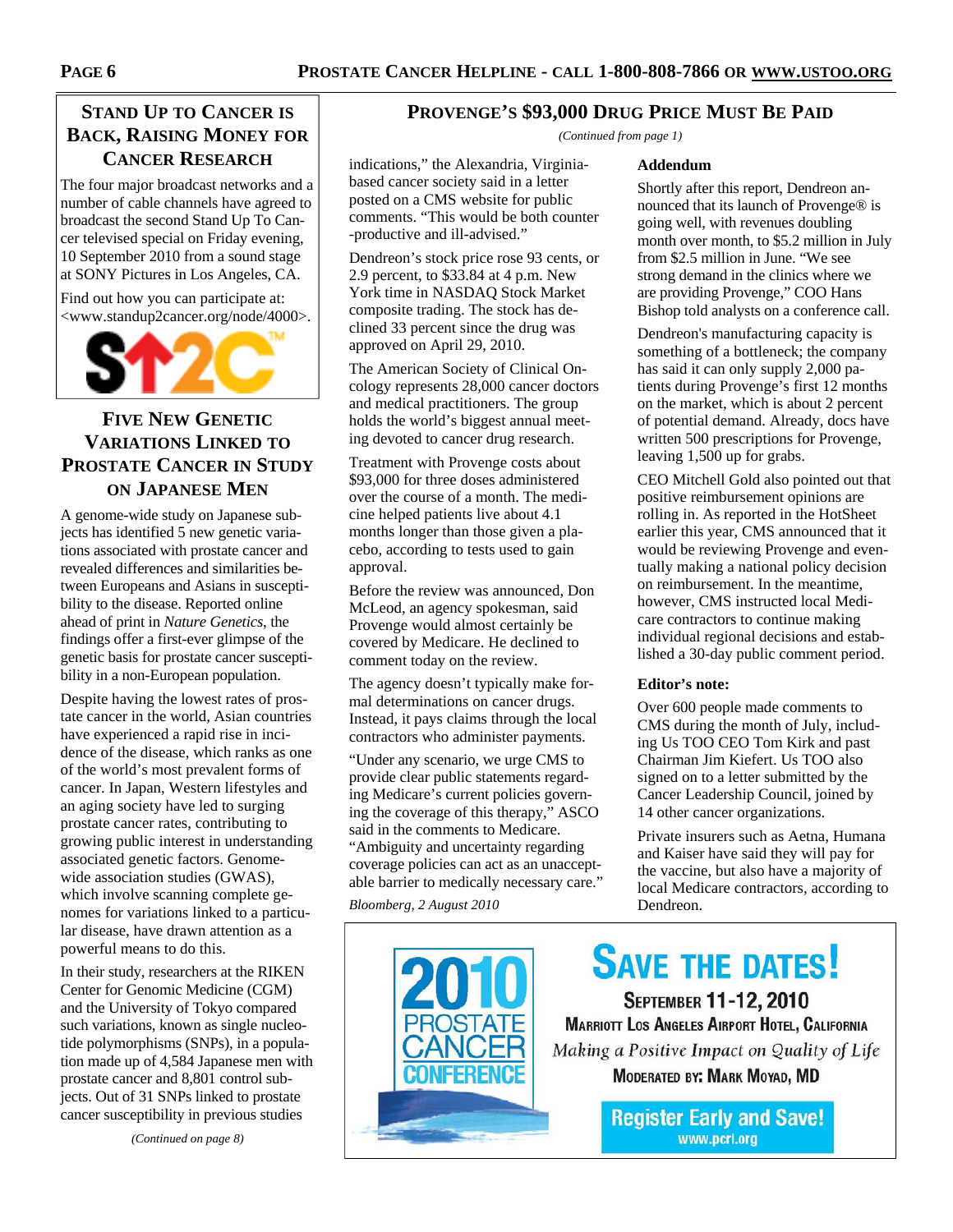## Stand Up to Cancer is Back, Raising Money for Cancer Research

The four major broadcast networks and a number of cable channels have agreed to broadcast the second Stand Up To Cancer televised special on Friday evening, 10 September 2010 from a sound stage at SONY Pictures in Los Angeles, CA.

Find out how you can participate at: <www.standup2cancer.org/node/4000>.

S↑2C™

## Five New Genetic Variations Linked to Prostate Cancer in Study on Japanese Men

A genome-wide study on Japanese subjects has identified 5 new genetic variations associated with prostate cancer and revealed differences and similarities between Europeans and Asians in susceptibility to the disease. Reported online ahead of print in *Nature Genetics*, the findings offer a first-ever glimpse of the genetic basis for prostate cancer susceptibility in a non-European population.

Despite having the lowest rates of prostate cancer in the world, Asian countries have experienced a rapid rise in incidence of the disease, which ranks as one of the world's most prevalent forms of cancer. In Japan, Western lifestyles and an aging society have led to surging prostate cancer rates, contributing to growing public interest in understanding associated genetic factors. Genome-wide association studies (GWAS), which involve scanning complete genomes for variations linked to a particular disease, have drawn attention as a powerful means to do this.

In their study, researchers at the RIKEN Center for Genomic Medicine (CGM) and the University of Tokyo compared such variations, known as single nucleotide polymorphisms (SNPs), in a population made up of 4,584 Japanese men with prostate cancer and 8,801 control subjects. Out of 31 SNPs linked to prostate cancer susceptibility in previous studies

*(Continued on page 8)*

## Provenge's $93,000 Drug Price Must Be Paid

*(Continued from page 1)*

indications," the Alexandria, Virginia-based cancer society said in a letter posted on a CMS website for public comments. "This would be both counter-productive and ill-advised."

Dendreon's stock price rose 93 cents, or 2.9 percent, to $33.84 at 4 p.m. New York time in NASDAQ Stock Market composite trading. The stock has declined 33 percent since the drug was approved on April 29, 2010.

The American Society of Clinical Oncology represents 28,000 cancer doctors and medical practitioners. The group holds the world's biggest annual meeting devoted to cancer drug research.

Treatment with Provenge costs about $93,000 for three doses administered over the course of a month. The medicine helped patients live about 4.1 months longer than those given a placebo, according to tests used to gain approval.

Before the review was announced, Don McLeod, an agency spokesman, said Provenge would almost certainly be covered by Medicare. He declined to comment today on the review.

The agency doesn't typically make formal determinations on cancer drugs. Instead, it pays claims through the local contractors who administer payments.

"Under any scenario, we urge CMS to provide clear public statements regarding Medicare's current policies governing the coverage of this therapy," ASCO said in the comments to Medicare. "Ambiguity and uncertainty regarding coverage policies can act as an unacceptable barrier to medically necessary care."

*Bloomberg, 2 August 2010*

### Addendum

Shortly after this report, Dendreon announced that its launch of Provenge® is going well, with revenues doubling month over month, to $5.2 million in July from $2.5 million in June. "We see strong demand in the clinics where we are providing Provenge," COO Hans Bishop told analysts on a conference call.

Dendreon's manufacturing capacity is something of a bottleneck; the company has said it can only supply 2,000 patients during Provenge's first 12 months on the market, which is about 2 percent of potential demand. Already, docs have written 500 prescriptions for Provenge, leaving 1,500 up for grabs.

CEO Mitchell Gold also pointed out that positive reimbursement opinions are rolling in. As reported in the HotSheet earlier this year, CMS announced that it would be reviewing Provenge and eventually making a national policy decision on reimbursement. In the meantime, however, CMS instructed local Medicare contractors to continue making individual regional decisions and established a 30-day public comment period.

### Editor's note:

Over 600 people made comments to CMS during the month of July, including Us TOO CEO Tom Kirk and past Chairman Jim Kiefert. Us TOO also signed on to a letter submitted by the Cancer Leadership Council, joined by 14 other cancer organizations.

Private insurers such as Aetna, Humana and Kaiser have said they will pay for the vaccine, but also have a majority of local Medicare contractors, according to Dendreon.

---

**2010 Prostate Cancer Conference**

## Save the Dates!

**September 11-12, 2010**

**Marriott Los Angeles Airport Hotel, California**

*Making a Positive Impact on Quality of Life*

**Moderated by: Mark Moyad, MD**

**Register Early and Save!**
www.pcri.org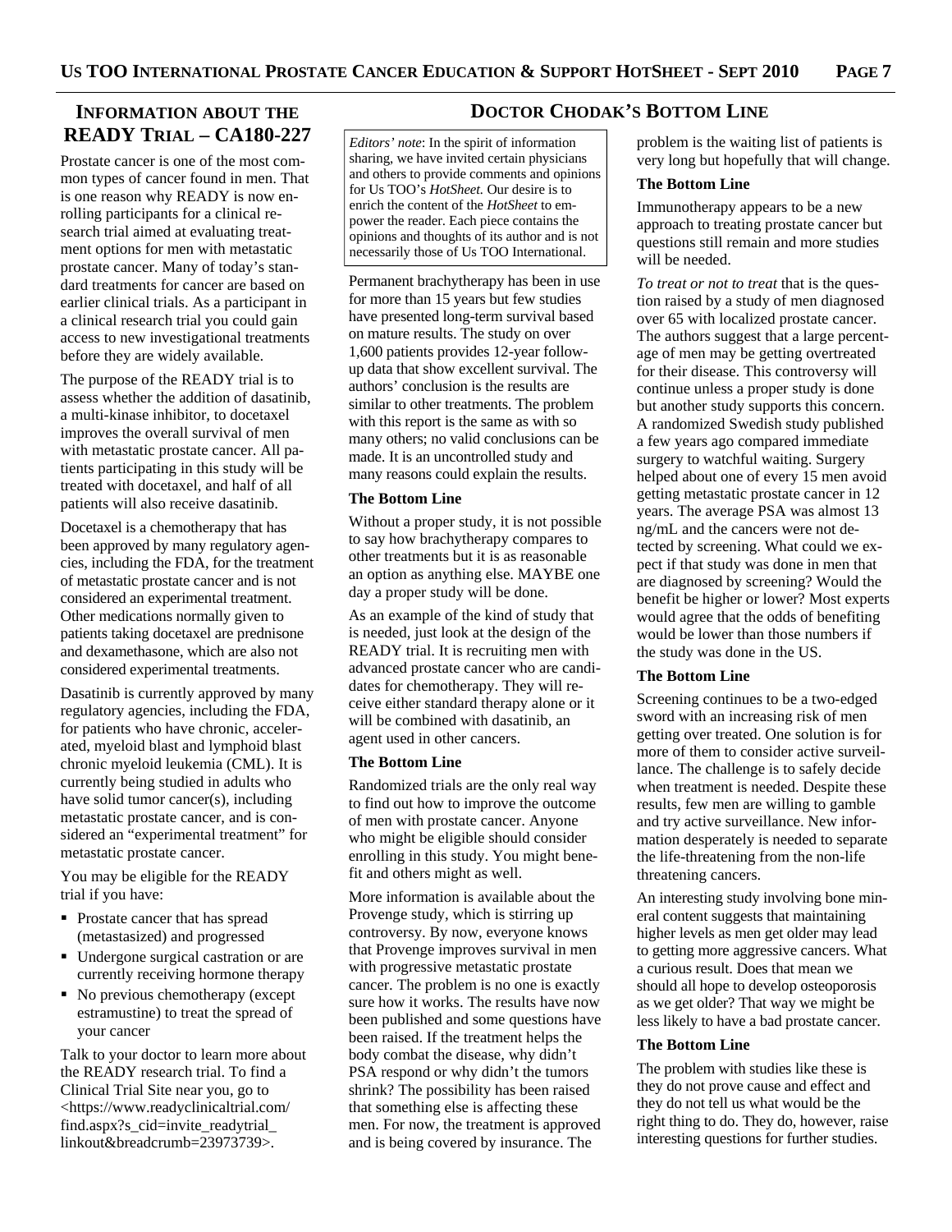## Information about the READY Trial – CA180-227

Prostate cancer is one of the most common types of cancer found in men. That is one reason why READY is now enrolling participants for a clinical research trial aimed at evaluating treatment options for men with metastatic prostate cancer. Many of today's standard treatments for cancer are based on earlier clinical trials. As a participant in a clinical research trial you could gain access to new investigational treatments before they are widely available.

The purpose of the READY trial is to assess whether the addition of dasatinib, a multi-kinase inhibitor, to docetaxel improves the overall survival of men with metastatic prostate cancer. All patients participating in this study will be treated with docetaxel, and half of all patients will also receive dasatinib.

Docetaxel is a chemotherapy that has been approved by many regulatory agencies, including the FDA, for the treatment of metastatic prostate cancer and is not considered an experimental treatment. Other medications normally given to patients taking docetaxel are prednisone and dexamethasone, which are also not considered experimental treatments.

Dasatinib is currently approved by many regulatory agencies, including the FDA, for patients who have chronic, accelerated, myeloid blast and lymphoid blast chronic myeloid leukemia (CML). It is currently being studied in adults who have solid tumor cancer(s), including metastatic prostate cancer, and is considered an "experimental treatment" for metastatic prostate cancer.

You may be eligible for the READY trial if you have:

- Prostate cancer that has spread (metastasized) and progressed
- Undergone surgical castration or are currently receiving hormone therapy
- No previous chemotherapy (except estramustine) to treat the spread of your cancer

Talk to your doctor to learn more about the READY research trial. To find a Clinical Trial Site near you, go to <https://www.readyclinicaltrial.com/find.aspx?s_cid=invite_readytrial_linkout&breadcrumb=23973739>.

## Doctor Chodak's Bottom Line

*Editors' note*: In the spirit of information sharing, we have invited certain physicians and others to provide comments and opinions for Us TOO's *HotSheet*. Our desire is to enrich the content of the *HotSheet* to empower the reader. Each piece contains the opinions and thoughts of its author and is not necessarily those of Us TOO International.

Permanent brachytherapy has been in use for more than 15 years but few studies have presented long-term survival based on mature results. The study on over 1,600 patients provides 12-year follow-up data that show excellent survival. The authors' conclusion is the results are similar to other treatments. The problem with this report is the same as with so many others; no valid conclusions can be made. It is an uncontrolled study and many reasons could explain the results.

**The Bottom Line**

Without a proper study, it is not possible to say how brachytherapy compares to other treatments but it is as reasonable an option as anything else. MAYBE one day a proper study will be done.

As an example of the kind of study that is needed, just look at the design of the READY trial. It is recruiting men with advanced prostate cancer who are candidates for chemotherapy. They will receive either standard therapy alone or it will be combined with dasatinib, an agent used in other cancers.

**The Bottom Line**

Randomized trials are the only real way to find out how to improve the outcome of men with prostate cancer. Anyone who might be eligible should consider enrolling in this study. You might benefit and others might as well.

More information is available about the Provenge study, which is stirring up controversy. By now, everyone knows that Provenge improves survival in men with progressive metastatic prostate cancer. The problem is no one is exactly sure how it works. The results have now been published and some questions have been raised. If the treatment helps the body combat the disease, why didn't PSA respond or why didn't the tumors shrink? The possibility has been raised that something else is affecting these men. For now, the treatment is approved and is being covered by insurance. The problem is the waiting list of patients is very long but hopefully that will change.

**The Bottom Line**

Immunotherapy appears to be a new approach to treating prostate cancer but questions still remain and more studies will be needed.

*To treat or not to treat* that is the question raised by a study of men diagnosed over 65 with localized prostate cancer. The authors suggest that a large percentage of men may be getting overtreated for their disease. This controversy will continue unless a proper study is done but another study supports this concern. A randomized Swedish study published a few years ago compared immediate surgery to watchful waiting. Surgery helped about one of every 15 men avoid getting metastatic prostate cancer in 12 years. The average PSA was almost 13 ng/mL and the cancers were not detected by screening. What could we expect if that study was done in men that are diagnosed by screening? Would the benefit be higher or lower? Most experts would agree that the odds of benefiting would be lower than those numbers if the study was done in the US.

**The Bottom Line**

Screening continues to be a two-edged sword with an increasing risk of men getting over treated. One solution is for more of them to consider active surveillance. The challenge is to safely decide when treatment is needed. Despite these results, few men are willing to gamble and try active surveillance. New information desperately is needed to separate the life-threatening from the non-life threatening cancers.

An interesting study involving bone mineral content suggests that maintaining higher levels as men get older may lead to getting more aggressive cancers. What a curious result. Does that mean we should all hope to develop osteoporosis as we get older? That way we might be less likely to have a bad prostate cancer.

**The Bottom Line**

The problem with studies like these is they do not prove cause and effect and they do not tell us what would be the right thing to do. They do, however, raise interesting questions for further studies.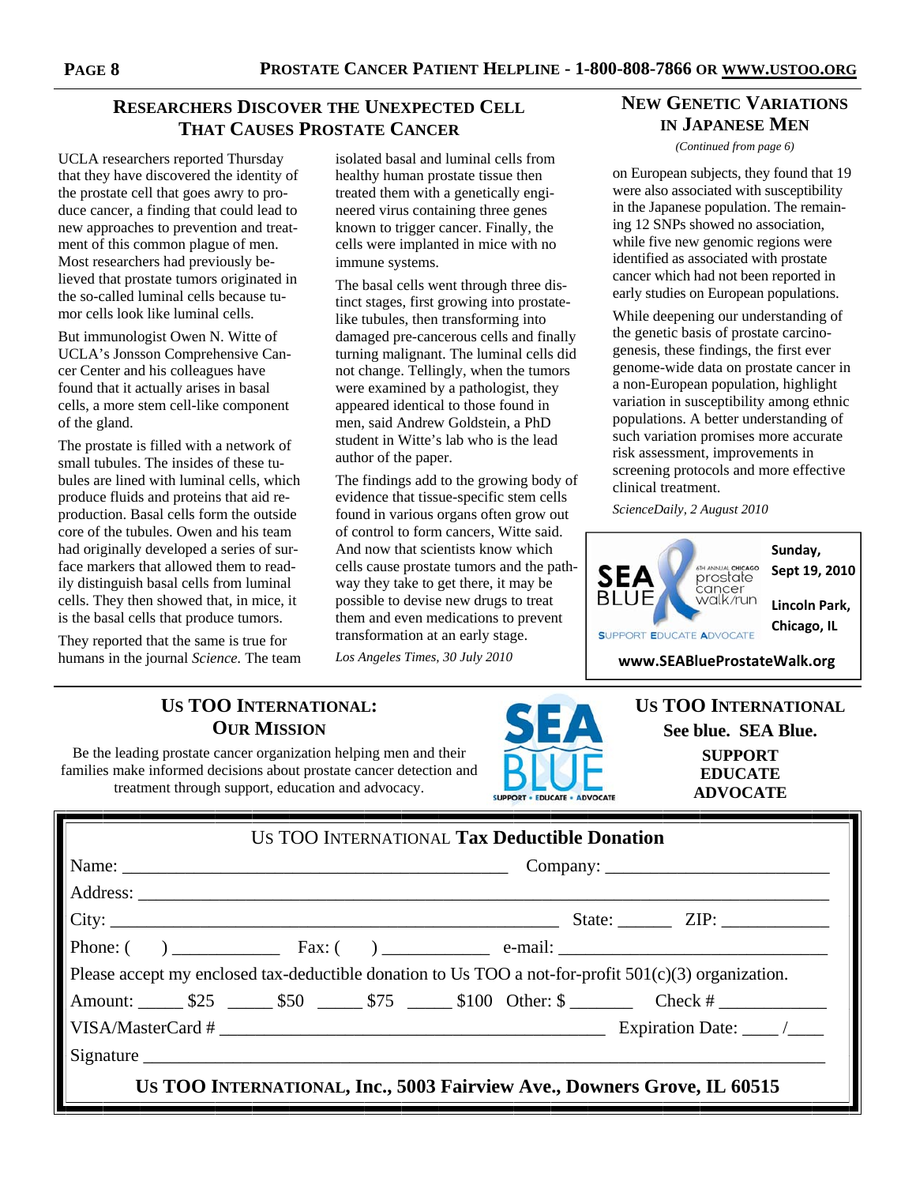## Researchers Discover the Unexpected Cell That Causes Prostate Cancer

UCLA researchers reported Thursday that they have discovered the identity of the prostate cell that goes awry to produce cancer, a finding that could lead to new approaches to prevention and treatment of this common plague of men. Most researchers had previously believed that prostate tumors originated in the so-called luminal cells because tumor cells look like luminal cells.

But immunologist Owen N. Witte of UCLA's Jonsson Comprehensive Cancer Center and his colleagues have found that it actually arises in basal cells, a more stem cell-like component of the gland.

The prostate is filled with a network of small tubules. The insides of these tubules are lined with luminal cells, which produce fluids and proteins that aid reproduction. Basal cells form the outside core of the tubules. Owen and his team had originally developed a series of surface markers that allowed them to readily distinguish basal cells from luminal cells. They then showed that, in mice, it is the basal cells that produce tumors.

They reported that the same is true for humans in the journal *Science*. The team isolated basal and luminal cells from healthy human prostate tissue then treated them with a genetically engineered virus containing three genes known to trigger cancer. Finally, the cells were implanted in mice with no immune systems.

The basal cells went through three distinct stages, first growing into prostate-like tubules, then transforming into damaged pre-cancerous cells and finally turning malignant. The luminal cells did not change. Tellingly, when the tumors were examined by a pathologist, they appeared identical to those found in men, said Andrew Goldstein, a PhD student in Witte's lab who is the lead author of the paper.

The findings add to the growing body of evidence that tissue-specific stem cells found in various organs often grow out of control to form cancers, Witte said. And now that scientists know which cells cause prostate tumors and the pathway they take to get there, it may be possible to devise new drugs to treat them and even medications to prevent transformation at an early stage.

*Los Angeles Times, 30 July 2010*

## New Genetic Variations in Japanese Men

*(Continued from page 6)*

on European subjects, they found that 19 were also associated with susceptibility in the Japanese population. The remaining 12 SNPs showed no association, while five new genomic regions were identified as associated with prostate cancer which had not been reported in early studies on European populations.

While deepening our understanding of the genetic basis of prostate carcinogenesis, these findings, the first ever genome-wide data on prostate cancer in a non-European population, highlight variation in susceptibility among ethnic populations. A better understanding of such variation promises more accurate risk assessment, improvements in screening protocols and more effective clinical treatment.

*ScienceDaily, 2 August 2010*

SEA BLUE 6th Annual Chicago prostate cancer walk/run
SUPPORT EDUCATE ADVOCATE

Sunday, Sept 19, 2010

Lincoln Park, Chicago, IL

www.SEABlueProstateWalk.org

## Us TOO International: Our Mission

Be the leading prostate cancer organization helping men and their families make informed decisions about prostate cancer detection and treatment through support, education and advocacy.

SEA BLUE
SUPPORT • EDUCATE • ADVOCATE

**Us TOO International**
**See blue. SEA Blue.**
**SUPPORT**
**EDUCATE**
**ADVOCATE**

### Us TOO International **Tax Deductible Donation**

Name: ________________________________ Company: ____________________

Address: ______________________________________________________

City: ________________________________ State: ______ ZIP: ___________

Phone: ( ) ___________ Fax: ( ) ___________ e-mail: _________________________

Please accept my enclosed tax-deductible donation to Us TOO a not-for-profit 501(c)(3) organization.

Amount: _____ $25 _____ $50 _____ $75 _____ $100 Other: $ _______ Check # ___________

VISA/MasterCard # ___________________________________ Expiration Date: ____ /____

Signature ______________________________________________________

**Us TOO International, Inc., 5003 Fairview Ave., Downers Grove, IL 60515**